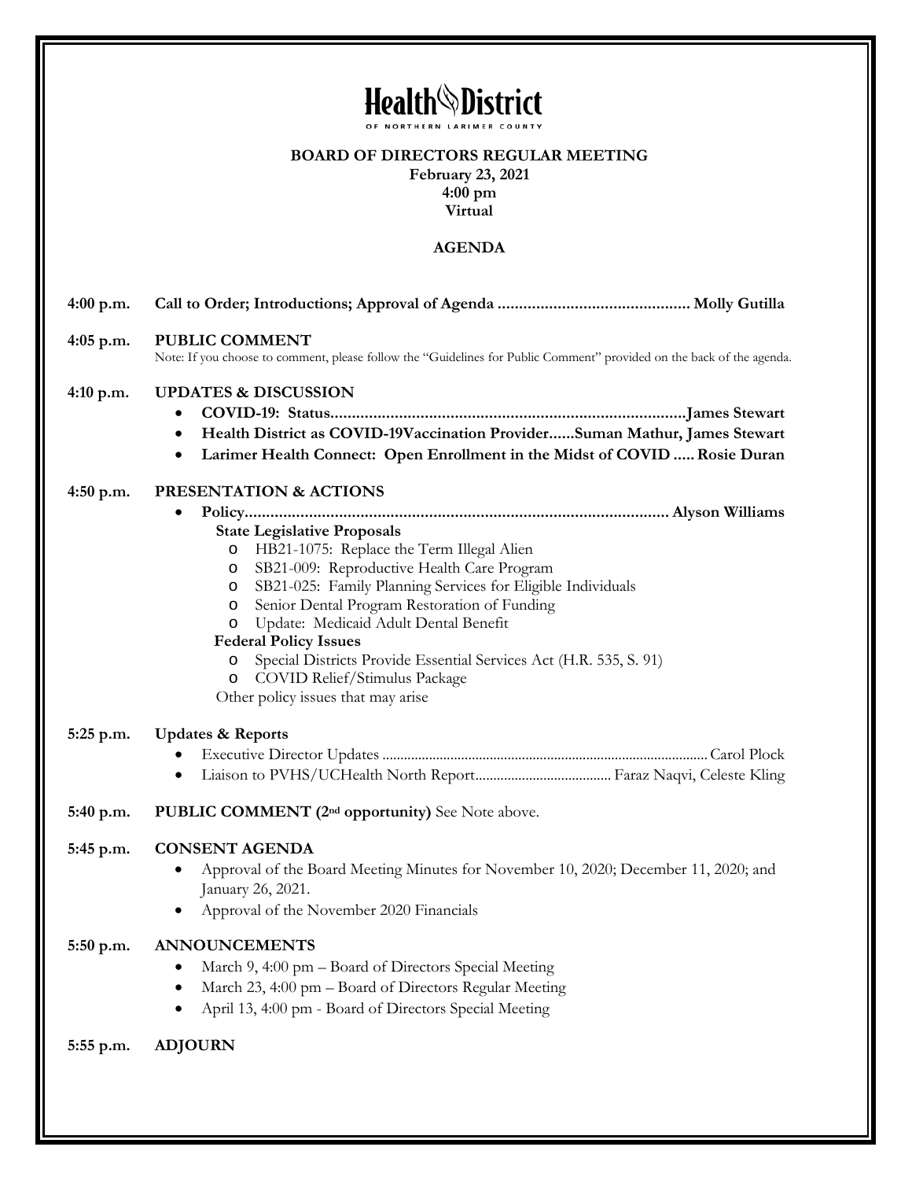# Health District

OF NORTHERN LARIMER COUNTY

**BOARD OF DIRECTORS REGULAR MEETING**
**February 23, 2021**
**4:00 pm**
**Virtual**

## AGENDA

**4:00 p.m.** **Call to Order; Introductions; Approval of Agenda ............................................ Molly Gutilla**

**4:05 p.m.** **PUBLIC COMMENT**
Note: If you choose to comment, please follow the "Guidelines for Public Comment" provided on the back of the agenda.

**4:10 p.m.** **UPDATES & DISCUSSION**

- **COVID-19: Status...................................................................................James Stewart**
- **Health District as COVID-19Vaccination Provider......Suman Mathur, James Stewart**
- **Larimer Health Connect: Open Enrollment in the Midst of COVID ..... Rosie Duran**

**4:50 p.m.** **PRESENTATION & ACTIONS**

- **Policy................................................................................................... Alyson Williams**
  - **State Legislative Proposals**
    - HB21-1075: Replace the Term Illegal Alien
    - SB21-009: Reproductive Health Care Program
    - SB21-025: Family Planning Services for Eligible Individuals
    - Senior Dental Program Restoration of Funding
    - Update: Medicaid Adult Dental Benefit
  - **Federal Policy Issues**
    - Special Districts Provide Essential Services Act (H.R. 535, S. 91)
    - COVID Relief/Stimulus Package
  - Other policy issues that may arise

**5:25 p.m.** **Updates & Reports**

- Executive Director Updates ........................................................................................ Carol Plock
- Liaison to PVHS/UCHealth North Report...................................... Faraz Naqvi, Celeste Kling

**5:40 p.m.** **PUBLIC COMMENT (2nd opportunity)** See Note above.

**5:45 p.m.** **CONSENT AGENDA**

- Approval of the Board Meeting Minutes for November 10, 2020; December 11, 2020; and January 26, 2021.
- Approval of the November 2020 Financials

**5:50 p.m.** **ANNOUNCEMENTS**

- March 9, 4:00 pm – Board of Directors Special Meeting
- March 23, 4:00 pm – Board of Directors Regular Meeting
- April 13, 4:00 pm - Board of Directors Special Meeting

**5:55 p.m.** **ADJOURN**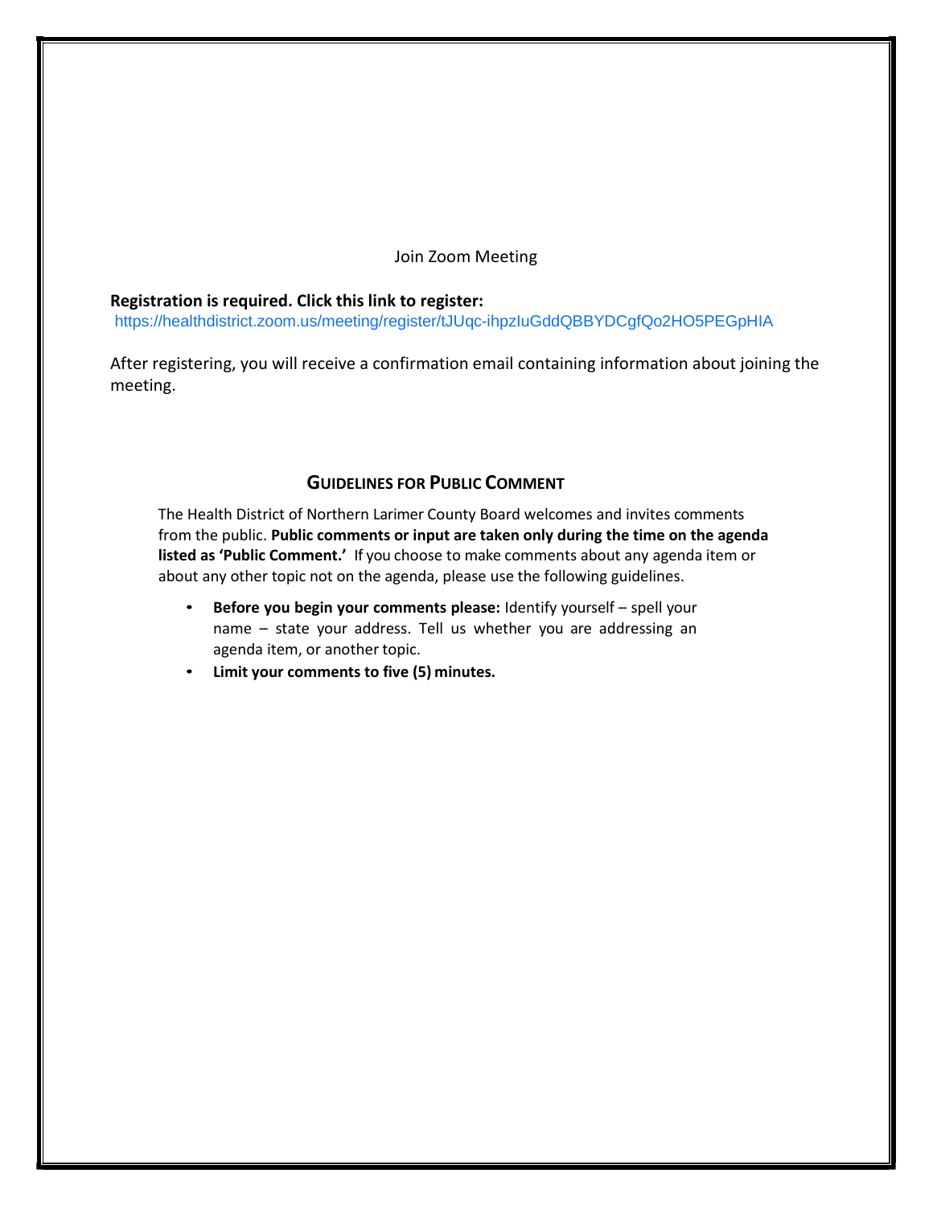Join Zoom Meeting

**Registration is required. Click this link to register:**
https://healthdistrict.zoom.us/meeting/register/tJUqc-ihpzIuGddQBBYDCgfQo2HO5PEGpHIA

After registering, you will receive a confirmation email containing information about joining the meeting.

## GUIDELINES FOR PUBLIC COMMENT

The Health District of Northern Larimer County Board welcomes and invites comments from the public. **Public comments or input are taken only during the time on the agenda listed as 'Public Comment.'** If you choose to make comments about any agenda item or about any other topic not on the agenda, please use the following guidelines.

- **Before you begin your comments please:** Identify yourself – spell your name – state your address. Tell us whether you are addressing an agenda item, or another topic.
- **Limit your comments to five (5) minutes.**